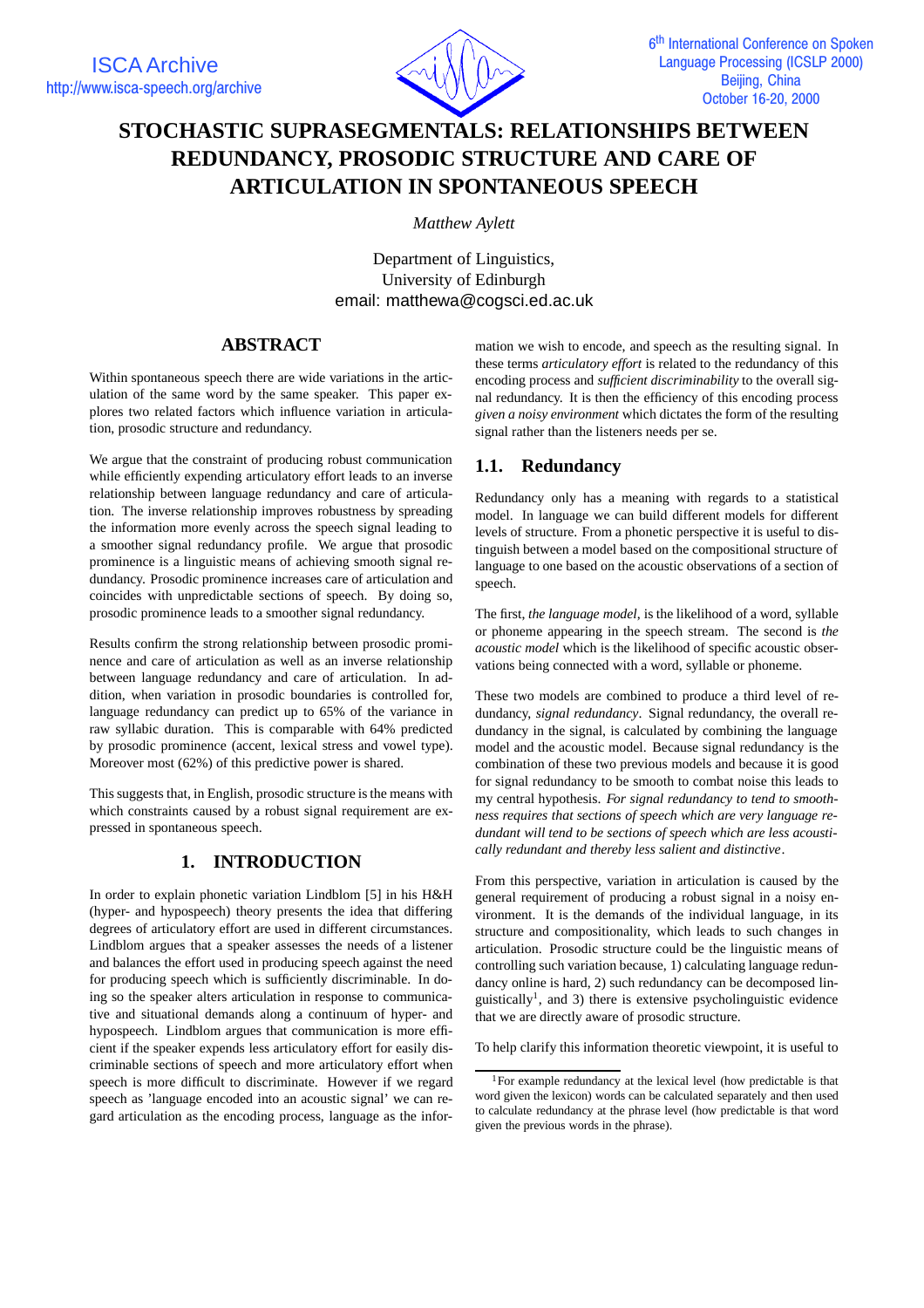# STOCHASTIC SUPRASEGMENTALS: RELATIONSHIPS BETWEEN REDUNDANCY, PROSODIC STRUCTURE AND CARE OF ARTICULATION IN SPONTANEOUS SPEECH

*Matthew Aylett*

Department of Linguistics,
University of Edinburgh
email: matthewa@cogsci.ed.ac.uk

## ABSTRACT

Within spontaneous speech there are wide variations in the articulation of the same word by the same speaker. This paper explores two related factors which influence variation in articulation, prosodic structure and redundancy.

We argue that the constraint of producing robust communication while efficiently expending articulatory effort leads to an inverse relationship between language redundancy and care of articulation. The inverse relationship improves robustness by spreading the information more evenly across the speech signal leading to a smoother signal redundancy profile. We argue that prosodic prominence is a linguistic means of achieving smooth signal redundancy. Prosodic prominence increases care of articulation and coincides with unpredictable sections of speech. By doing so, prosodic prominence leads to a smoother signal redundancy.

Results confirm the strong relationship between prosodic prominence and care of articulation as well as an inverse relationship between language redundancy and care of articulation. In addition, when variation in prosodic boundaries is controlled for, language redundancy can predict up to 65% of the variance in raw syllabic duration. This is comparable with 64% predicted by prosodic prominence (accent, lexical stress and vowel type). Moreover most (62%) of this predictive power is shared.

This suggests that, in English, prosodic structure is the means with which constraints caused by a robust signal requirement are expressed in spontaneous speech.

## 1. INTRODUCTION

In order to explain phonetic variation Lindblom [5] in his H&H (hyper- and hypospeech) theory presents the idea that differing degrees of articulatory effort are used in different circumstances. Lindblom argues that a speaker assesses the needs of a listener and balances the effort used in producing speech against the need for producing speech which is sufficiently discriminable. In doing so the speaker alters articulation in response to communicative and situational demands along a continuum of hyper- and hypospeech. Lindblom argues that communication is more efficient if the speaker expends less articulatory effort for easily discriminable sections of speech and more articulatory effort when speech is more difficult to discriminate. However if we regard speech as 'language encoded into an acoustic signal' we can regard articulation as the encoding process, language as the information we wish to encode, and speech as the resulting signal. In these terms *articulatory effort* is related to the redundancy of this encoding process and *sufficient discriminability* to the overall signal redundancy. It is then the efficiency of this encoding process *given a noisy environment* which dictates the form of the resulting signal rather than the listeners needs per se.

### 1.1. Redundancy

Redundancy only has a meaning with regards to a statistical model. In language we can build different models for different levels of structure. From a phonetic perspective it is useful to distinguish between a model based on the compositional structure of language to one based on the acoustic observations of a section of speech.

The first, *the language model*, is the likelihood of a word, syllable or phoneme appearing in the speech stream. The second is *the acoustic model* which is the likelihood of specific acoustic observations being connected with a word, syllable or phoneme.

These two models are combined to produce a third level of redundancy, *signal redundancy*. Signal redundancy, the overall redundancy in the signal, is calculated by combining the language model and the acoustic model. Because signal redundancy is the combination of these two previous models and because it is good for signal redundancy to be smooth to combat noise this leads to my central hypothesis. *For signal redundancy to tend to smoothness requires that sections of speech which are very language redundant will tend to be sections of speech which are less acoustically redundant and thereby less salient and distinctive*.

From this perspective, variation in articulation is caused by the general requirement of producing a robust signal in a noisy environment. It is the demands of the individual language, in its structure and compositionality, which leads to such changes in articulation. Prosodic structure could be the linguistic means of controlling such variation because, 1) calculating language redundancy online is hard, 2) such redundancy can be decomposed linguistically[1], and 3) there is extensive psycholinguistic evidence that we are directly aware of prosodic structure.

To help clarify this information theoretic viewpoint, it is useful to

[1] For example redundancy at the lexical level (how predictable is that word given the lexicon) words can be calculated separately and then used to calculate redundancy at the phrase level (how predictable is that word given the previous words in the phrase).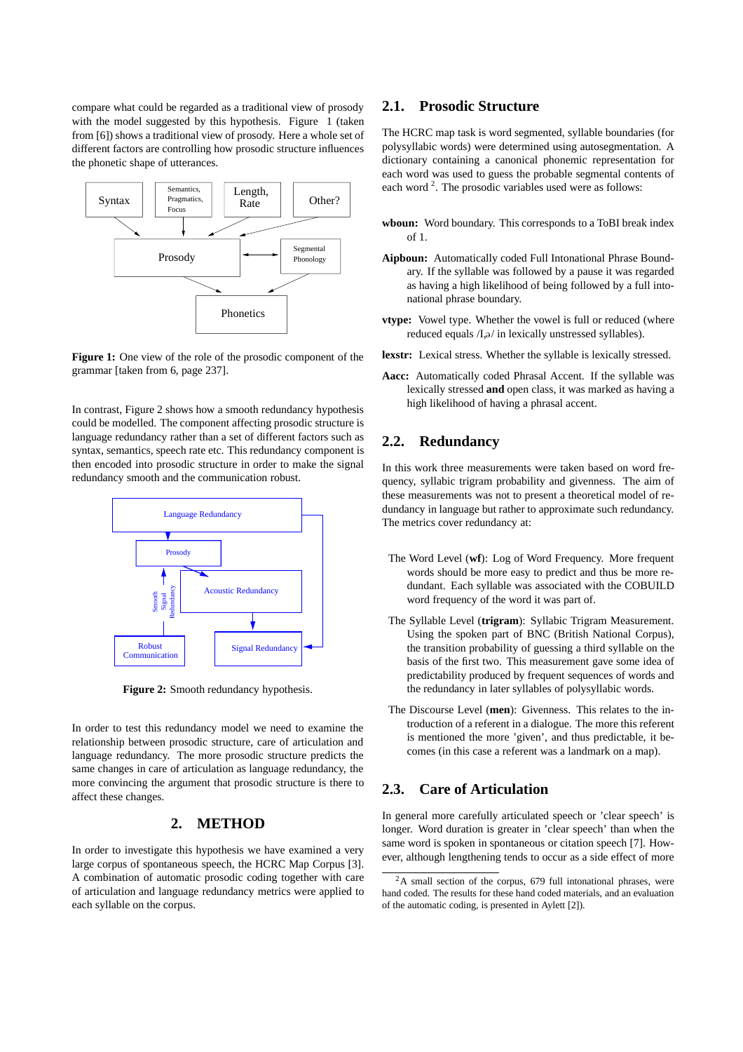compare what could be regarded as a traditional view of prosody with the model suggested by this hypothesis. Figure 1 (taken from [6]) shows a traditional view of prosody. Here a whole set of different factors are controlling how prosodic structure influences the phonetic shape of utterances.

**Figure 1:** One view of the role of the prosodic component of the grammar [taken from 6, page 237].

In contrast, Figure 2 shows how a smooth redundancy hypothesis could be modelled. The component affecting prosodic structure is language redundancy rather than a set of different factors such as syntax, semantics, speech rate etc. This redundancy component is then encoded into prosodic structure in order to make the signal redundancy smooth and the communication robust.

**Figure 2:** Smooth redundancy hypothesis.

In order to test this redundancy model we need to examine the relationship between prosodic structure, care of articulation and language redundancy. The more prosodic structure predicts the same changes in care of articulation as language redundancy, the more convincing the argument that prosodic structure is there to affect these changes.

## 2. METHOD

In order to investigate this hypothesis we have examined a very large corpus of spontaneous speech, the HCRC Map Corpus [3]. A combination of automatic prosodic coding together with care of articulation and language redundancy metrics were applied to each syllable on the corpus.

### 2.1. Prosodic Structure

The HCRC map task is word segmented, syllable boundaries (for polysyllabic words) were determined using autosegmentation. A dictionary containing a canonical phonemic representation for each word was used to guess the probable segmental contents of each word [2]. The prosodic variables used were as follows:

**wboun:** Word boundary. This corresponds to a ToBI break index of 1.

**Aipboun:** Automatically coded Full Intonational Phrase Boundary. If the syllable was followed by a pause it was regarded as having a high likelihood of being followed by a full intonational phrase boundary.

**vtype:** Vowel type. Whether the vowel is full or reduced (where reduced equals /I,ə/ in lexically unstressed syllables).

**lexstr:** Lexical stress. Whether the syllable is lexically stressed.

**Aacc:** Automatically coded Phrasal Accent. If the syllable was lexically stressed **and** open class, it was marked as having a high likelihood of having a phrasal accent.

### 2.2. Redundancy

In this work three measurements were taken based on word frequency, syllabic trigram probability and givenness. The aim of these measurements was not to present a theoretical model of redundancy in language but rather to approximate such redundancy. The metrics cover redundancy at:

The Word Level (**wf**): Log of Word Frequency. More frequent words should be more easy to predict and thus be more redundant. Each syllable was associated with the COBUILD word frequency of the word it was part of.

The Syllable Level (**trigram**): Syllabic Trigram Measurement. Using the spoken part of BNC (British National Corpus), the transition probability of guessing a third syllable on the basis of the first two. This measurement gave some idea of predictability produced by frequent sequences of words and the redundancy in later syllables of polysyllabic words.

The Discourse Level (**men**): Givenness. This relates to the introduction of a referent in a dialogue. The more this referent is mentioned the more 'given', and thus predictable, it becomes (in this case a referent was a landmark on a map).

### 2.3. Care of Articulation

In general more carefully articulated speech or 'clear speech' is longer. Word duration is greater in 'clear speech' than when the same word is spoken in spontaneous or citation speech [7]. However, although lengthening tends to occur as a side effect of more

[2] A small section of the corpus, 679 full intonational phrases, were hand coded. The results for these hand coded materials, and an evaluation of the automatic coding, is presented in Aylett [2]).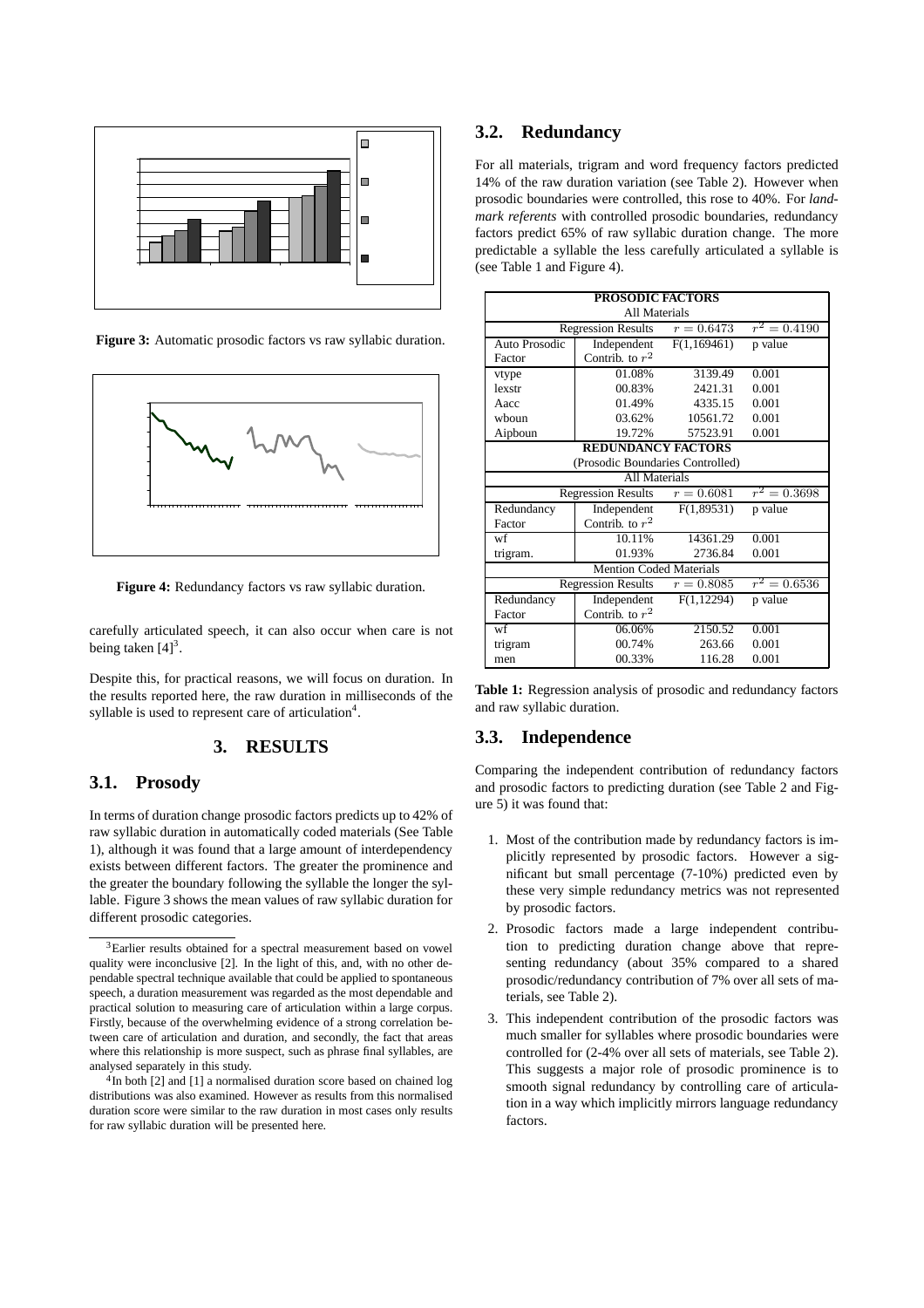Figure 3: Automatic prosodic factors vs raw syllabic duration.

Figure 4: Redundancy factors vs raw syllabic duration.

carefully articulated speech, it can also occur when care is not being taken [4][3].

Despite this, for practical reasons, we will focus on duration. In the results reported here, the raw duration in milliseconds of the syllable is used to represent care of articulation[4].

## 3. RESULTS

### 3.1. Prosody

In terms of duration change prosodic factors predicts up to 42% of raw syllabic duration in automatically coded materials (See Table 1), although it was found that a large amount of interdependency exists between different factors. The greater the prominence and the greater the boundary following the syllable the longer the syllable. Figure 3 shows the mean values of raw syllabic duration for different prosodic categories.

[3]Earlier results obtained for a spectral measurement based on vowel quality were inconclusive [2]. In the light of this, and, with no other dependable spectral technique available that could be applied to spontaneous speech, a duration measurement was regarded as the most dependable and practical solution to measuring care of articulation within a large corpus. Firstly, because of the overwhelming evidence of a strong correlation between care of articulation and duration, and secondly, the fact that areas where this relationship is more suspect, such as phrase final syllables, are analysed separately in this study.

[4]In both [2] and [1] a normalised duration score based on chained log distributions was also examined. However as results from this normalised duration score were similar to the raw duration in most cases only results for raw syllabic duration will be presented here.

### 3.2. Redundancy

For all materials, trigram and word frequency factors predicted 14% of the raw duration variation (see Table 2). However when prosodic boundaries were controlled, this rose to 40%. For *landmark referents* with controlled prosodic boundaries, redundancy factors predict 65% of raw syllabic duration change. The more predictable a syllable the less carefully articulated a syllable is (see Table 1 and Figure 4).

| **PROSODIC FACTORS** | | | |
|---|---|---|---|
| All Materials | | | |
| Regression Results | | $r = 0.6473$ | $r^2 = 0.4190$ |
| Auto Prosodic Factor | Independent Contrib. to $r^2$ | F(1,169461) | p value |
| vtype | 01.08% | 3139.49 | 0.001 |
| lexstr | 00.83% | 2421.31 | 0.001 |
| Aacc | 01.49% | 4335.15 | 0.001 |
| wboun | 03.62% | 10561.72 | 0.001 |
| Aipboun | 19.72% | 57523.91 | 0.001 |
| **REDUNDANCY FACTORS** | | | |
| (Prosodic Boundaries Controlled) | | | |
| All Materials | | | |
| Regression Results | | $r = 0.6081$ | $r^2 = 0.3698$ |
| Redundancy Factor | Independent Contrib. to $r^2$ | F(1,89531) | p value |
| wf | 10.11% | 14361.29 | 0.001 |
| trigram. | 01.93% | 2736.84 | 0.001 |
| Mention Coded Materials | | | |
| Regression Results | | $r = 0.8085$ | $r^2 = 0.6536$ |
| Redundancy Factor | Independent Contrib. to $r^2$ | F(1,12294) | p value |
| wf | 06.06% | 2150.52 | 0.001 |
| trigram | 00.74% | 263.66 | 0.001 |
| men | 00.33% | 116.28 | 0.001 |

**Table 1:** Regression analysis of prosodic and redundancy factors and raw syllabic duration.

### 3.3. Independence

Comparing the independent contribution of redundancy factors and prosodic factors to predicting duration (see Table 2 and Figure 5) it was found that:

1. Most of the contribution made by redundancy factors is implicitly represented by prosodic factors. However a significant but small percentage (7-10%) predicted even by these very simple redundancy metrics was not represented by prosodic factors.
2. Prosodic factors made a large independent contribution to predicting duration change above that representing redundancy (about 35% compared to a shared prosodic/redundancy contribution of 7% over all sets of materials, see Table 2).
3. This independent contribution of the prosodic factors was much smaller for syllables where prosodic boundaries were controlled for (2-4% over all sets of materials, see Table 2). This suggests a major role of prosodic prominence is to smooth signal redundancy by controlling care of articulation in a way which implicitly mirrors language redundancy factors.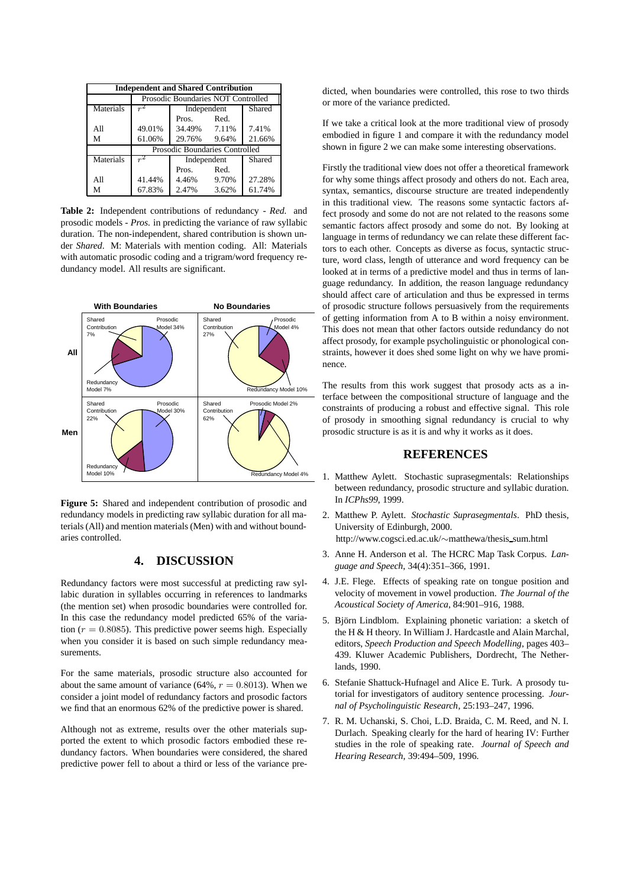| Independent and Shared Contribution | | | | |
|---|---|---|---|---|
| | Prosodic Boundaries NOT Controlled | | | |
| Materials | $r^2$ | Independent | | Shared |
| | | Pros. | Red. | |
| All | 49.01% | 34.49% | 7.11% | 7.41% |
| M | 61.06% | 29.76% | 9.64% | 21.66% |
| | Prosodic Boundaries Controlled | | | |
| Materials | $r^2$ | Independent | | Shared |
| | | Pros. | Red. | |
| All | 41.44% | 4.46% | 9.70% | 27.28% |
| M | 67.83% | 2.47% | 3.62% | 61.74% |

**Table 2:** Independent contributions of redundancy - *Red.* and prosodic models - *Pros.* in predicting the variance of raw syllabic duration. The non-independent, shared contribution is shown under *Shared*. M: Materials with mention coding. All: Materials with automatic prosodic coding and a trigram/word frequency redundancy model. All results are significant.

With Boundaries

No Boundaries

All

Shared Contribution 7%

Prosodic Model 34%

Redundancy Model 7%

Shared Contribution 27%

Prosodic Model 4%

Redundancy Model 10%

Men

Shared Contribution 22%

Prosodic Model 30%

Redundancy Model 10%

Shared Contribution 62%

Prosodic Model 2%

Redundancy Model 4%

**Figure 5:** Shared and independent contribution of prosodic and redundancy models in predicting raw syllabic duration for all materials (All) and mention materials (Men) with and without boundaries controlled.

## 4. DISCUSSION

Redundancy factors were most successful at predicting raw syllabic duration in syllables occurring in references to landmarks (the mention set) when prosodic boundaries were controlled for. In this case the redundancy model predicted 65% of the variation ($r = 0.8085$). This predictive power seems high. Especially when you consider it is based on such simple redundancy measurements.

For the same materials, prosodic structure also accounted for about the same amount of variance (64%, $r = 0.8013$). When we consider a joint model of redundancy factors and prosodic factors we find that an enormous 62% of the predictive power is shared.

Although not as extreme, results over the other materials supported the extent to which prosodic factors embodied these redundancy factors. When boundaries were considered, the shared predictive power fell to about a third or less of the variance predicted, when boundaries were controlled, this rose to two thirds or more of the variance predicted.

If we take a critical look at the more traditional view of prosody embodied in figure 1 and compare it with the redundancy model shown in figure 2 we can make some interesting observations.

Firstly the traditional view does not offer a theoretical framework for why some things affect prosody and others do not. Each area, syntax, semantics, discourse structure are treated independently in this traditional view. The reasons some syntactic factors affect prosody and some do not are not related to the reasons some semantic factors affect prosody and some do not. By looking at language in terms of redundancy we can relate these different factors to each other. Concepts as diverse as focus, syntactic structure, word class, length of utterance and word frequency can be looked at in terms of a predictive model and thus in terms of language redundancy. In addition, the reason language redundancy should affect care of articulation and thus be expressed in terms of prosodic structure follows persuasively from the requirements of getting information from A to B within a noisy environment. This does not mean that other factors outside redundancy do not affect prosody, for example psycholinguistic or phonological constraints, however it does shed some light on why we have prominence.

The results from this work suggest that prosody acts as a interface between the compositional structure of language and the constraints of producing a robust and effective signal. This role of prosody in smoothing signal redundancy is crucial to why prosodic structure is as it is and why it works as it does.

## REFERENCES

1. Matthew Aylett. Stochastic suprasegmentals: Relationships between redundancy, prosodic structure and syllabic duration. In *ICPhs99*, 1999.
2. Matthew P. Aylett. *Stochastic Suprasegmentals*. PhD thesis, University of Edinburgh, 2000. http://www.cogsci.ed.ac.uk/∼matthewa/thesis_sum.html
3. Anne H. Anderson et al. The HCRC Map Task Corpus. *Language and Speech*, 34(4):351–366, 1991.
4. J.E. Flege. Effects of speaking rate on tongue position and velocity of movement in vowel production. *The Journal of the Acoustical Society of America*, 84:901–916, 1988.
5. Björn Lindblom. Explaining phonetic variation: a sketch of the H & H theory. In William J. Hardcastle and Alain Marchal, editors, *Speech Production and Speech Modelling*, pages 403–439. Kluwer Academic Publishers, Dordrecht, The Netherlands, 1990.
6. Stefanie Shattuck-Hufnagel and Alice E. Turk. A prosody tutorial for investigators of auditory sentence processing. *Journal of Psycholinguistic Research*, 25:193–247, 1996.
7. R. M. Uchanski, S. Choi, L.D. Braida, C. M. Reed, and N. I. Durlach. Speaking clearly for the hard of hearing IV: Further studies in the role of speaking rate. *Journal of Speech and Hearing Research*, 39:494–509, 1996.